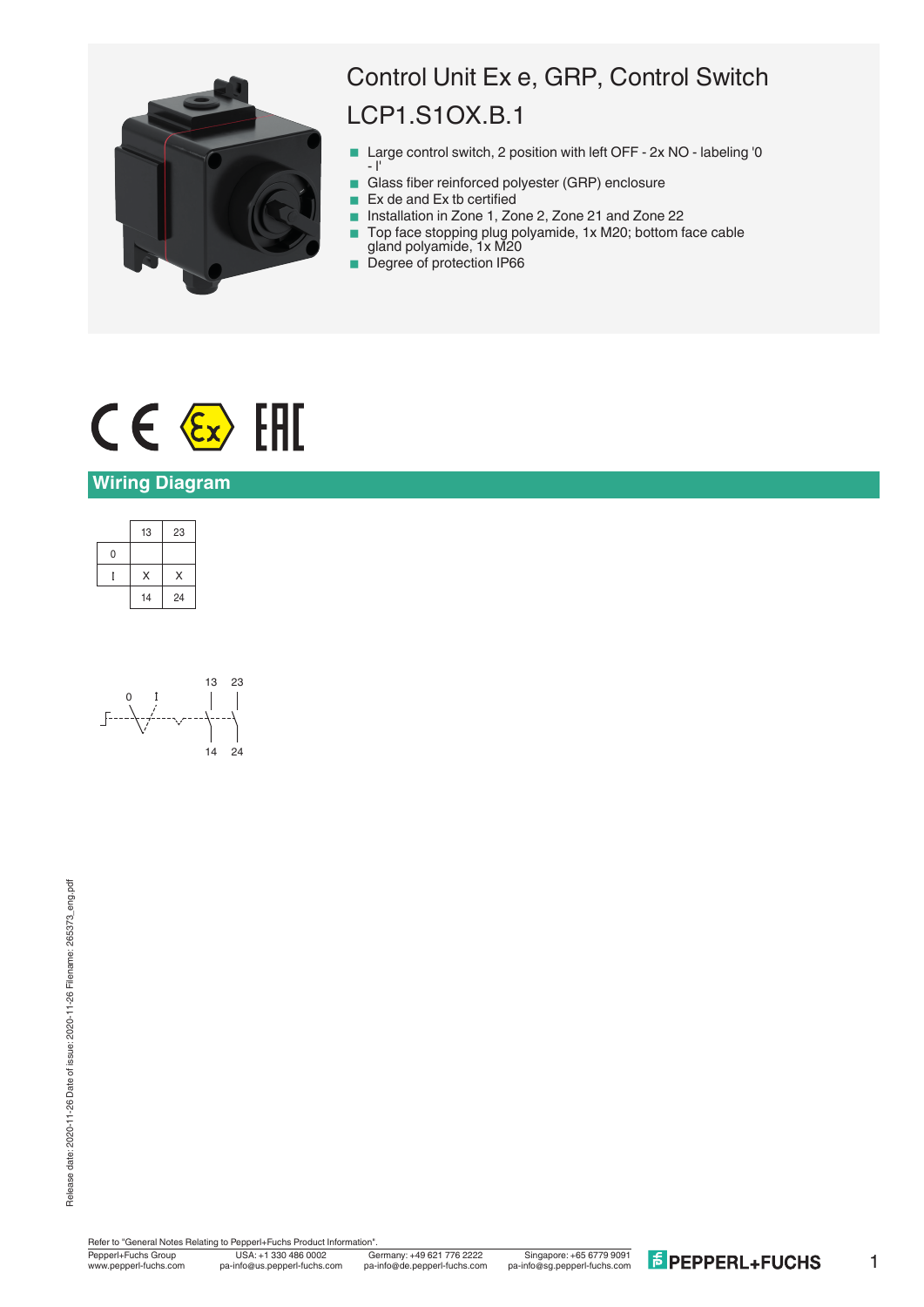# Control Unit Ex e, GRP, Control Switch

# LCP1.S1OX.B.1

- Large control switch, 2 position with left OFF - 2x NO - labeling '0 - I'
- Glass fiber reinforced polyester (GRP) enclosure
- Ex de and Ex tb certified
- Installation in Zone 1, Zone 2, Zone 21 and Zone 22
- Top face stopping plug polyamide, 1x M20; bottom face cable gland polyamide, 1x M20
- Degree of protection IP66

## Wiring Diagram

| | 13 | 23 |
|---|---|---|
| 0 | | |
| I | X | X |
| | 14 | 24 |

Release date: 2020-11-26 Date of issue: 2020-11-26 Filename: 265373_eng.pdf

Refer to "General Notes Relating to Pepperl+Fuchs Product Information".

Pepperl+Fuchs Group
www.pepperl-fuchs.com

USA: +1 330 486 0002
pa-info@us.pepperl-fuchs.com

Germany: +49 621 776 2222
pa-info@de.pepperl-fuchs.com

Singapore: +65 6779 9091
pa-info@sg.pepperl-fuchs.com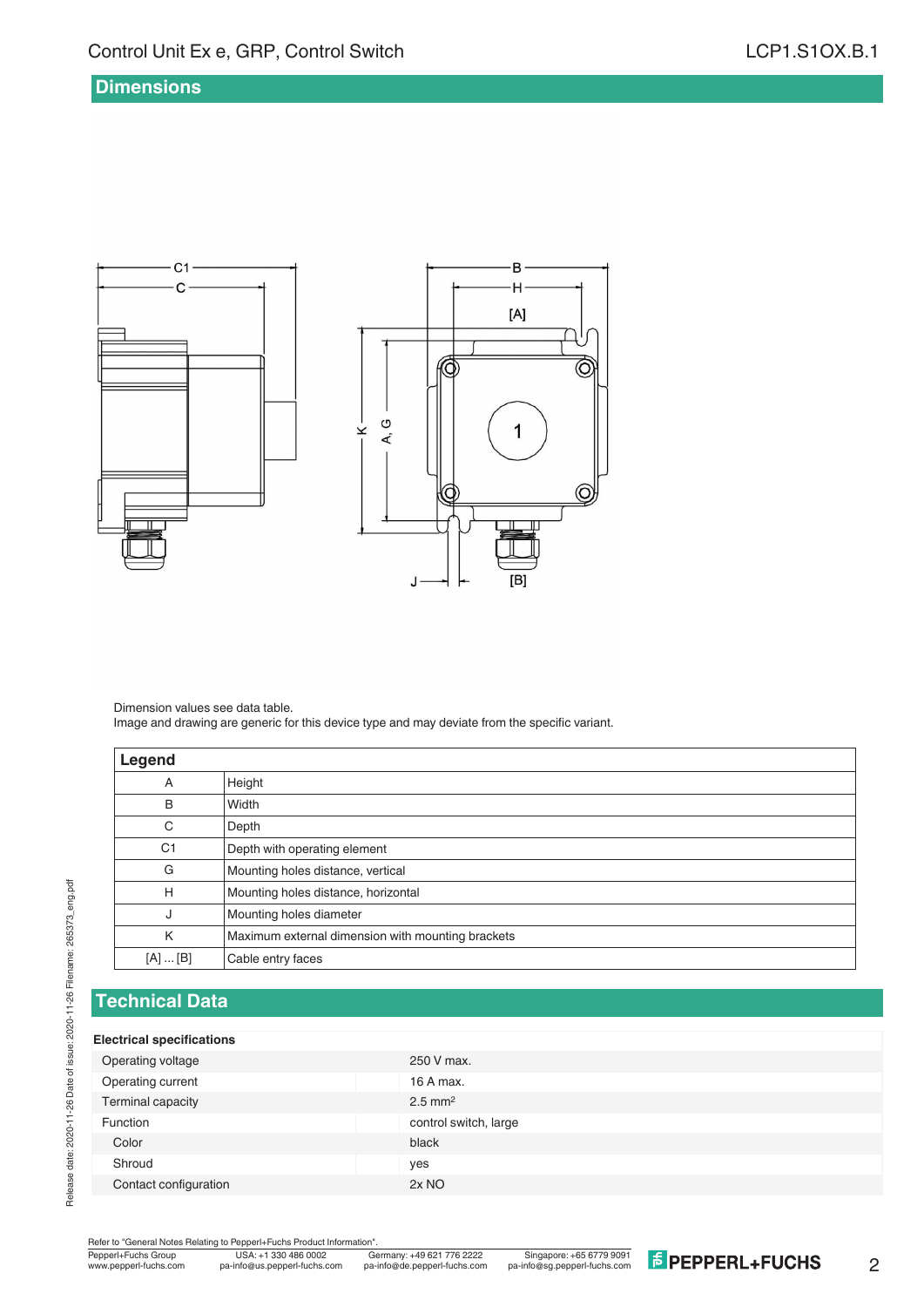## Dimensions

Dimension values see data table.
Image and drawing are generic for this device type and may deviate from the specific variant.

| Legend | |
|---|---|
| A | Height |
| B | Width |
| C | Depth |
| C1 | Depth with operating element |
| G | Mounting holes distance, vertical |
| H | Mounting holes distance, horizontal |
| J | Mounting holes diameter |
| K | Maximum external dimension with mounting brackets |
| [A] ... [B] | Cable entry faces |

## Technical Data

| Electrical specifications | |
|---|---|
| Operating voltage | 250 V max. |
| Operating current | 16 A max. |
| Terminal capacity | 2.5 mm² |
| Function | control switch, large |
| Color | black |
| Shroud | yes |
| Contact configuration | 2x NO |

Refer to "General Notes Relating to Pepperl+Fuchs Product Information".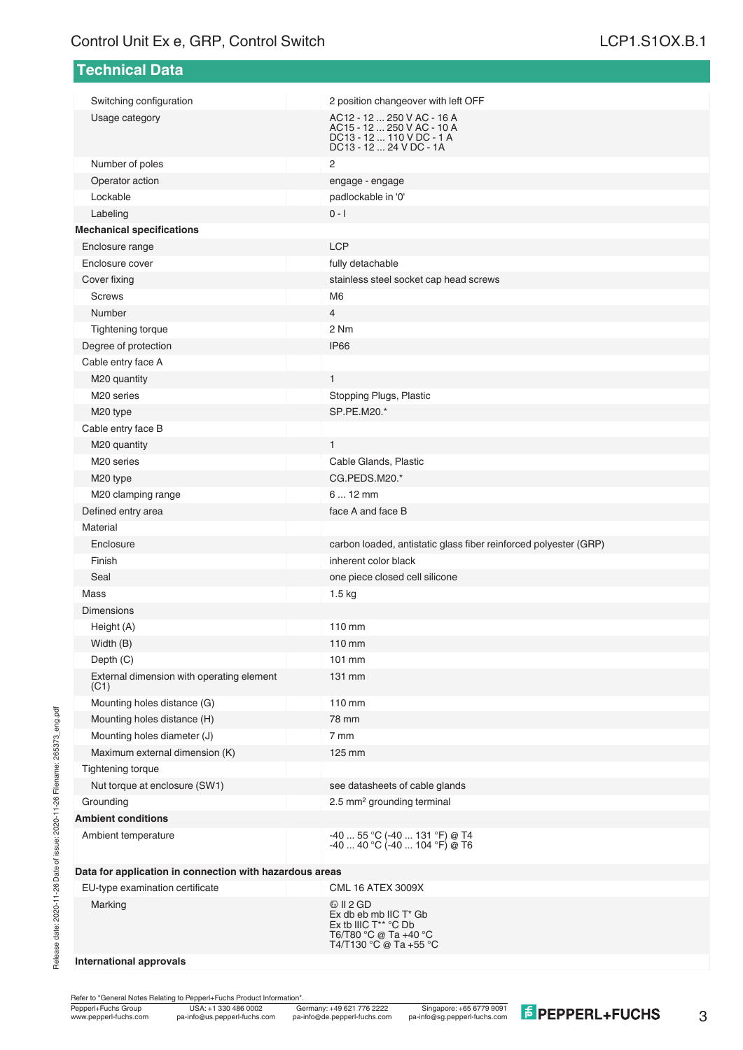## Technical Data

| | |
|---|---|
| Switching configuration | 2 position changeover with left OFF |
| Usage category | AC12 - 12 ... 250 V AC - 16 A<br>AC15 - 12 ... 250 V AC - 10 A<br>DC13 - 12 ... 110 V DC - 1 A<br>DC13 - 12 ... 24 V DC - 1A |
| Number of poles | 2 |
| Operator action | engage - engage |
| Lockable | padlockable in '0' |
| Labeling | 0 - I |
| **Mechanical specifications** | |
| Enclosure range | LCP |
| Enclosure cover | fully detachable |
| Cover fixing | stainless steel socket cap head screws |
| Screws | M6 |
| Number | 4 |
| Tightening torque | 2 Nm |
| Degree of protection | IP66 |
| Cable entry face A | |
| M20 quantity | 1 |
| M20 series | Stopping Plugs, Plastic |
| M20 type | SP.PE.M20.* |
| Cable entry face B | |
| M20 quantity | 1 |
| M20 series | Cable Glands, Plastic |
| M20 type | CG.PEDS.M20.* |
| M20 clamping range | 6 ... 12 mm |
| Defined entry area | face A and face B |
| Material | |
| Enclosure | carbon loaded, antistatic glass fiber reinforced polyester (GRP) |
| Finish | inherent color black |
| Seal | one piece closed cell silicone |
| Mass | 1.5 kg |
| Dimensions | |
| Height (A) | 110 mm |
| Width (B) | 110 mm |
| Depth (C) | 101 mm |
| External dimension with operating element (C1) | 131 mm |
| Mounting holes distance (G) | 110 mm |
| Mounting holes distance (H) | 78 mm |
| Mounting holes diameter (J) | 7 mm |
| Maximum external dimension (K) | 125 mm |
| Tightening torque | |
| Nut torque at enclosure (SW1) | see datasheets of cable glands |
| Grounding | 2.5 mm² grounding terminal |
| **Ambient conditions** | |
| Ambient temperature | -40 ... 55 °C (-40 ... 131 °F) @ T4<br>-40 ... 40 °C (-40 ... 104 °F) @ T6 |
| **Data for application in connection with hazardous areas** | |
| EU-type examination certificate | CML 16 ATEX 3009X |
| Marking | Ⓔ II 2 GD<br>Ex db eb mb IIC T* Gb<br>Ex tb IIIC T** °C Db<br>T6/T80 °C @ Ta +40 °C<br>T4/T130 °C @ Ta +55 °C |
| **International approvals** | |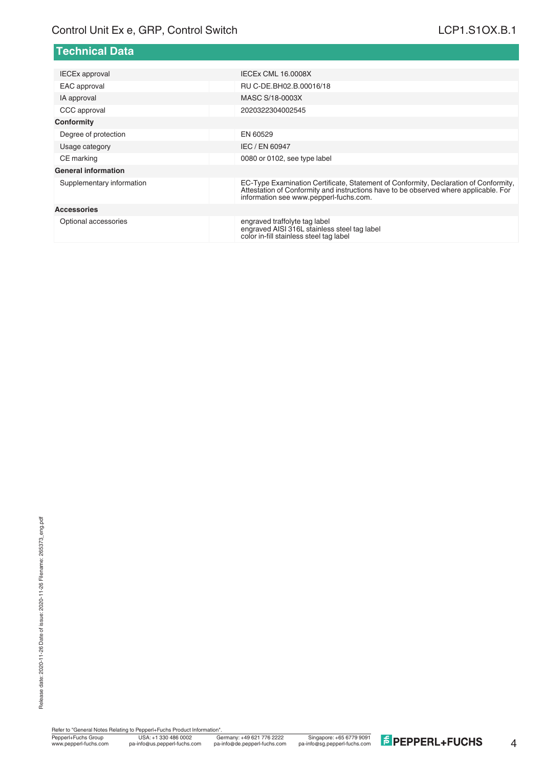## Technical Data

| | |
|---|---|
| IECEx approval | IECEx CML 16.0008X |
| EAC approval | RU C-DE.BH02.B.00016/18 |
| IA approval | MASC S/18-0003X |
| CCC approval | 2020322304002545 |
| **Conformity** | |
| Degree of protection | EN 60529 |
| Usage category | IEC / EN 60947 |
| CE marking | 0080 or 0102, see type label |
| **General information** | |
| Supplementary information | EC-Type Examination Certificate, Statement of Conformity, Declaration of Conformity, Attestation of Conformity and instructions have to be observed where applicable. For information see www.pepperl-fuchs.com. |
| **Accessories** | |
| Optional accessories | engraved traffolyte tag label<br>engraved AISI 316L stainless steel tag label<br>color in-fill stainless steel tag label |

Release date: 2020-11-26 Date of issue: 2020-11-26 Filename: 265373_eng.pdf

Refer to "General Notes Relating to Pepperl+Fuchs Product Information".

Pepperl+Fuchs Group
www.pepperl-fuchs.com

USA: +1 330 486 0002
pa-info@us.pepperl-fuchs.com

Germany: +49 621 776 2222
pa-info@de.pepperl-fuchs.com

Singapore: +65 6779 9091
pa-info@sg.pepperl-fuchs.com

PEPPERL+FUCHS